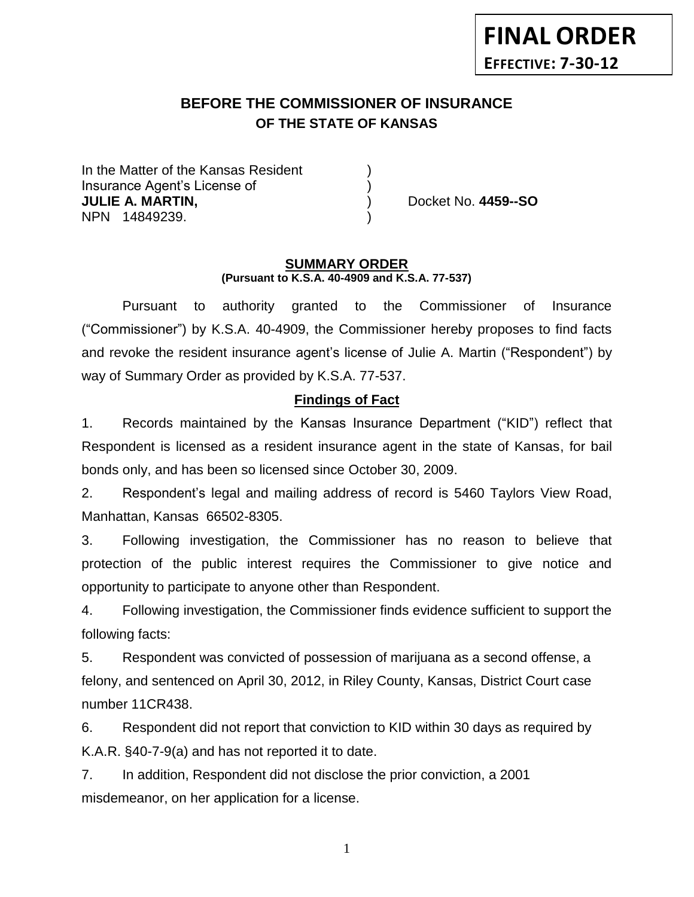**FINAL ORDER**
**EFFECTIVE: 7-30-12**

# BEFORE THE COMMISSIONER OF INSURANCE
## OF THE STATE OF KANSAS

In the Matter of the Kansas Resident )
Insurance Agent's License of )
**JULIE A. MARTIN,** ) Docket No. **4459--SO**
NPN 14849239. )

**SUMMARY ORDER**
**(Pursuant to K.S.A. 40-4909 and K.S.A. 77-537)**

Pursuant to authority granted to the Commissioner of Insurance ("Commissioner") by K.S.A. 40-4909, the Commissioner hereby proposes to find facts and revoke the resident insurance agent's license of Julie A. Martin ("Respondent") by way of Summary Order as provided by K.S.A. 77-537.

**Findings of Fact**

1. Records maintained by the Kansas Insurance Department ("KID") reflect that Respondent is licensed as a resident insurance agent in the state of Kansas, for bail bonds only, and has been so licensed since October 30, 2009.

2. Respondent's legal and mailing address of record is 5460 Taylors View Road, Manhattan, Kansas 66502-8305.

3. Following investigation, the Commissioner has no reason to believe that protection of the public interest requires the Commissioner to give notice and opportunity to participate to anyone other than Respondent.

4. Following investigation, the Commissioner finds evidence sufficient to support the following facts:

5. Respondent was convicted of possession of marijuana as a second offense, a felony, and sentenced on April 30, 2012, in Riley County, Kansas, District Court case number 11CR438.

6. Respondent did not report that conviction to KID within 30 days as required by K.A.R. §40-7-9(a) and has not reported it to date.

7. In addition, Respondent did not disclose the prior conviction, a 2001 misdemeanor, on her application for a license.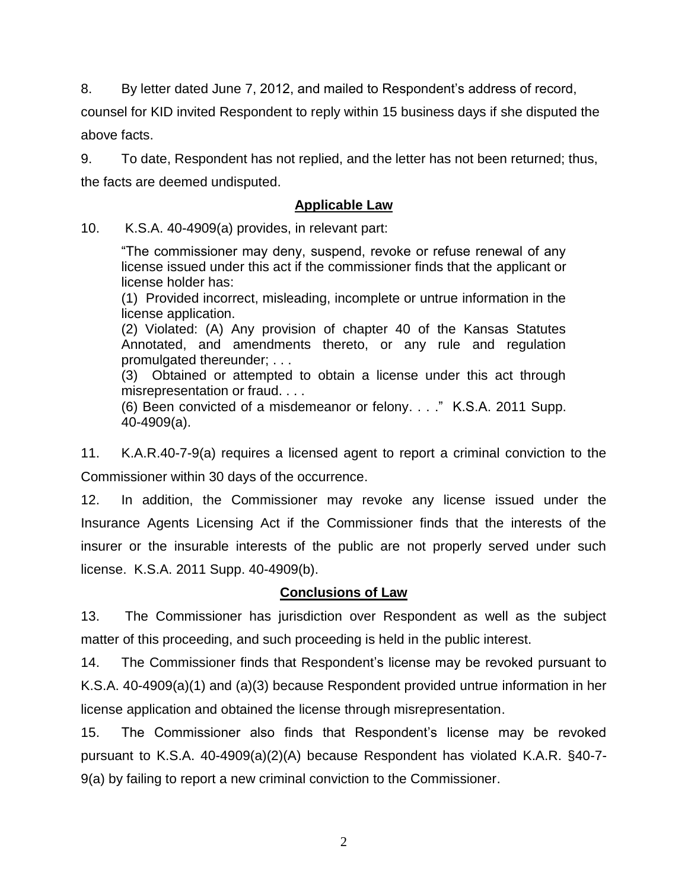8. By letter dated June 7, 2012, and mailed to Respondent's address of record, counsel for KID invited Respondent to reply within 15 business days if she disputed the above facts.

9. To date, Respondent has not replied, and the letter has not been returned; thus, the facts are deemed undisputed.

## Applicable Law

10. K.S.A. 40-4909(a) provides, in relevant part:

> "The commissioner may deny, suspend, revoke or refuse renewal of any license issued under this act if the commissioner finds that the applicant or license holder has:
> (1) Provided incorrect, misleading, incomplete or untrue information in the license application.
> (2) Violated: (A) Any provision of chapter 40 of the Kansas Statutes Annotated, and amendments thereto, or any rule and regulation promulgated thereunder; . . .
> (3) Obtained or attempted to obtain a license under this act through misrepresentation or fraud. . . .
> (6) Been convicted of a misdemeanor or felony. . . ." K.S.A. 2011 Supp. 40-4909(a).

11. K.A.R.40-7-9(a) requires a licensed agent to report a criminal conviction to the Commissioner within 30 days of the occurrence.

12. In addition, the Commissioner may revoke any license issued under the Insurance Agents Licensing Act if the Commissioner finds that the interests of the insurer or the insurable interests of the public are not properly served under such license. K.S.A. 2011 Supp. 40-4909(b).

## Conclusions of Law

13. The Commissioner has jurisdiction over Respondent as well as the subject matter of this proceeding, and such proceeding is held in the public interest.

14. The Commissioner finds that Respondent's license may be revoked pursuant to K.S.A. 40-4909(a)(1) and (a)(3) because Respondent provided untrue information in her license application and obtained the license through misrepresentation.

15. The Commissioner also finds that Respondent's license may be revoked pursuant to K.S.A. 40-4909(a)(2)(A) because Respondent has violated K.A.R. §40-7-9(a) by failing to report a new criminal conviction to the Commissioner.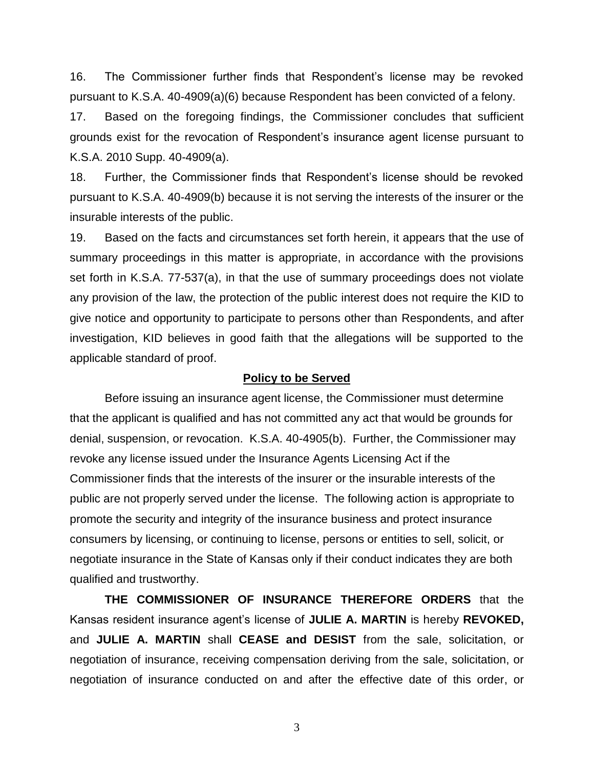16. The Commissioner further finds that Respondent's license may be revoked pursuant to K.S.A. 40-4909(a)(6) because Respondent has been convicted of a felony.

17. Based on the foregoing findings, the Commissioner concludes that sufficient grounds exist for the revocation of Respondent's insurance agent license pursuant to K.S.A. 2010 Supp. 40-4909(a).

18. Further, the Commissioner finds that Respondent's license should be revoked pursuant to K.S.A. 40-4909(b) because it is not serving the interests of the insurer or the insurable interests of the public.

19. Based on the facts and circumstances set forth herein, it appears that the use of summary proceedings in this matter is appropriate, in accordance with the provisions set forth in K.S.A. 77-537(a), in that the use of summary proceedings does not violate any provision of the law, the protection of the public interest does not require the KID to give notice and opportunity to participate to persons other than Respondents, and after investigation, KID believes in good faith that the allegations will be supported to the applicable standard of proof.

**Policy to be Served**

Before issuing an insurance agent license, the Commissioner must determine that the applicant is qualified and has not committed any act that would be grounds for denial, suspension, or revocation. K.S.A. 40-4905(b). Further, the Commissioner may revoke any license issued under the Insurance Agents Licensing Act if the Commissioner finds that the interests of the insurer or the insurable interests of the public are not properly served under the license. The following action is appropriate to promote the security and integrity of the insurance business and protect insurance consumers by licensing, or continuing to license, persons or entities to sell, solicit, or negotiate insurance in the State of Kansas only if their conduct indicates they are both qualified and trustworthy.

**THE COMMISSIONER OF INSURANCE THEREFORE ORDERS** that the Kansas resident insurance agent's license of **JULIE A. MARTIN** is hereby **REVOKED,** and **JULIE A. MARTIN** shall **CEASE and DESIST** from the sale, solicitation, or negotiation of insurance, receiving compensation deriving from the sale, solicitation, or negotiation of insurance conducted on and after the effective date of this order, or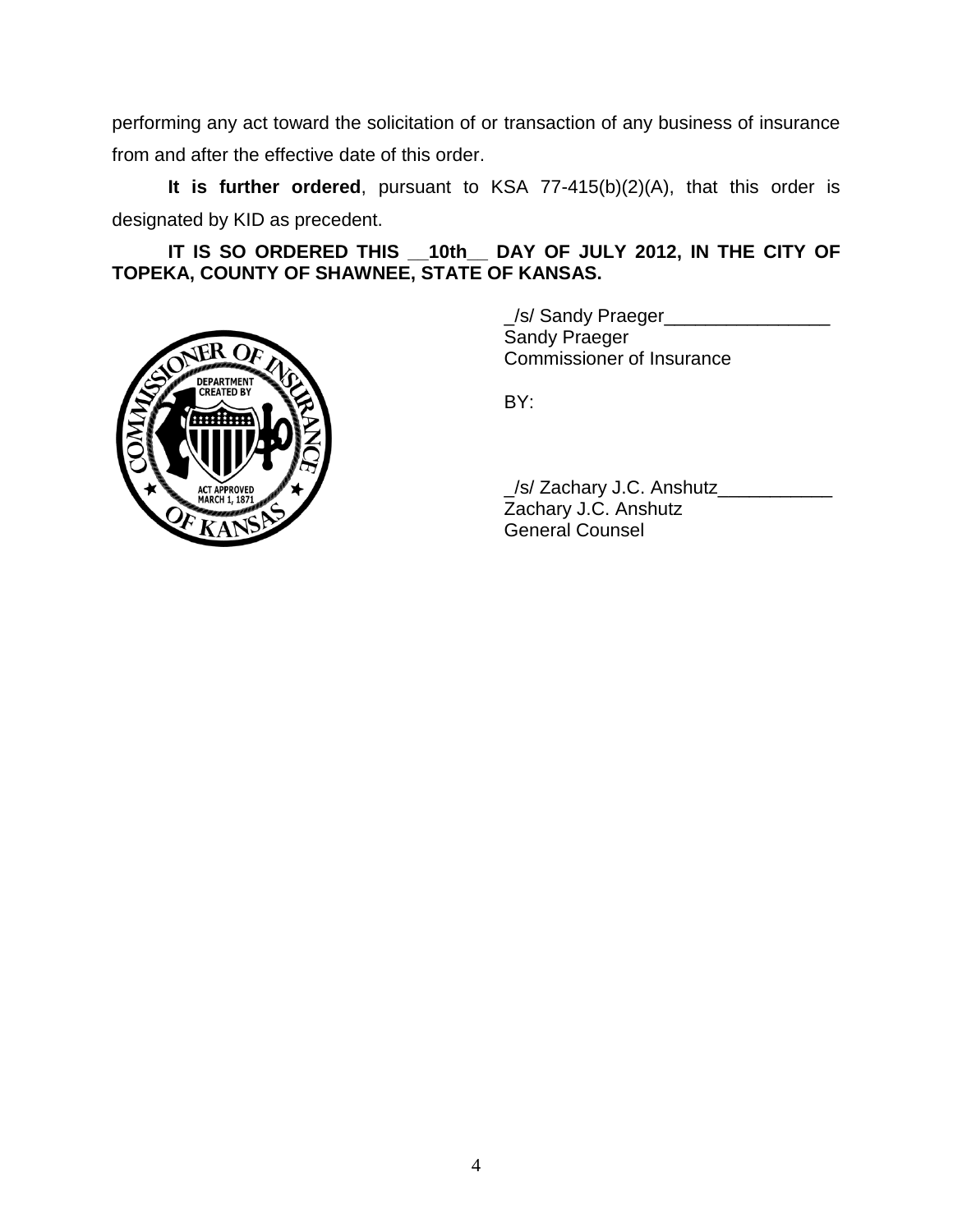performing any act toward the solicitation of or transaction of any business of insurance from and after the effective date of this order.

**It is further ordered**, pursuant to KSA 77-415(b)(2)(A), that this order is designated by KID as precedent.

**IT IS SO ORDERED THIS __10th__ DAY OF JULY 2012, IN THE CITY OF TOPEKA, COUNTY OF SHAWNEE, STATE OF KANSAS.**

_/s/ Sandy Praeger________________
Sandy Praeger
Commissioner of Insurance

BY:

_/s/ Zachary J.C. Anshutz___________
Zachary J.C. Anshutz
General Counsel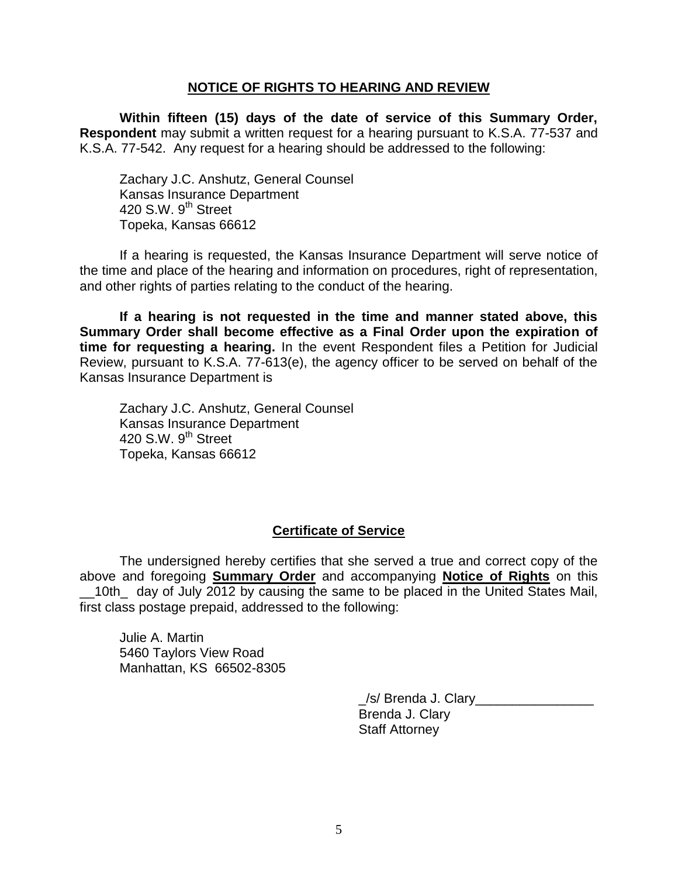## NOTICE OF RIGHTS TO HEARING AND REVIEW

**Within fifteen (15) days of the date of service of this Summary Order, Respondent** may submit a written request for a hearing pursuant to K.S.A. 77-537 and K.S.A. 77-542. Any request for a hearing should be addressed to the following:

Zachary J.C. Anshutz, General Counsel
Kansas Insurance Department
420 S.W. 9th Street
Topeka, Kansas 66612

If a hearing is requested, the Kansas Insurance Department will serve notice of the time and place of the hearing and information on procedures, right of representation, and other rights of parties relating to the conduct of the hearing.

**If a hearing is not requested in the time and manner stated above, this Summary Order shall become effective as a Final Order upon the expiration of time for requesting a hearing.** In the event Respondent files a Petition for Judicial Review, pursuant to K.S.A. 77-613(e), the agency officer to be served on behalf of the Kansas Insurance Department is

Zachary J.C. Anshutz, General Counsel
Kansas Insurance Department
420 S.W. 9th Street
Topeka, Kansas 66612

## Certificate of Service

The undersigned hereby certifies that she served a true and correct copy of the above and foregoing **Summary Order** and accompanying **Notice of Rights** on this __10th_ day of July 2012 by causing the same to be placed in the United States Mail, first class postage prepaid, addressed to the following:

Julie A. Martin
5460 Taylors View Road
Manhattan, KS 66502-8305

_/s/ Brenda J. Clary________________
Brenda J. Clary
Staff Attorney